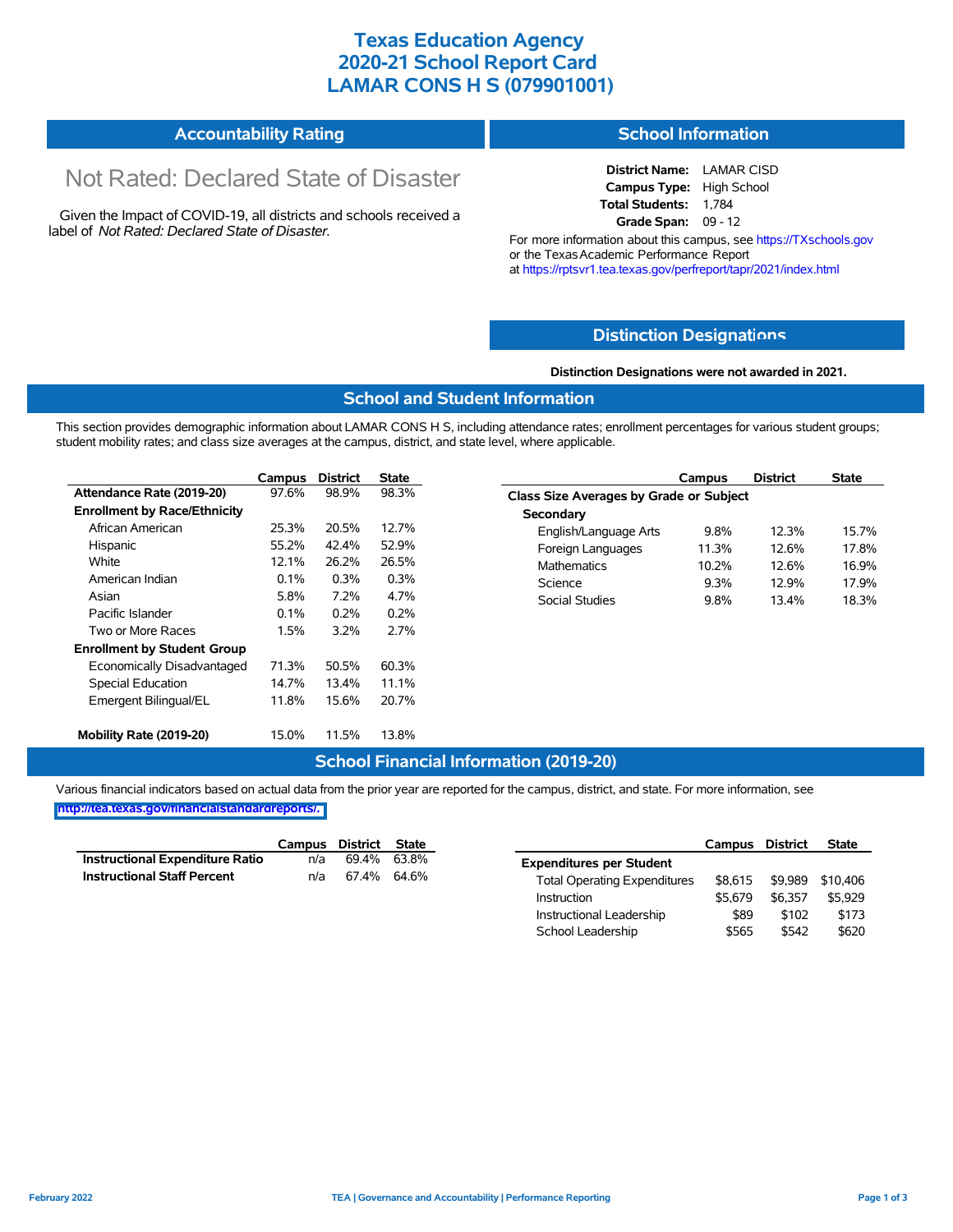# Texas Education Agency
# 2020-21 School Report Card
# LAMAR CONS H S (079901001)

## Accountability Rating

Not Rated: Declared State of Disaster

Given the Impact of COVID-19, all districts and schools received a label of *Not Rated: Declared State of Disaster*.

## School Information

**District Name:** LAMAR CISD
**Campus Type:** High School
**Total Students:** 1,784
**Grade Span:** 09 - 12

For more information about this campus, see https://TXschools.gov or the Texas Academic Performance Report at https://rptsvr1.tea.texas.gov/perfreport/tapr/2021/index.html

## Distinction Designations

**Distinction Designations were not awarded in 2021.**

## School and Student Information

This section provides demographic information about LAMAR CONS H S, including attendance rates; enrollment percentages for various student groups; student mobility rates; and class size averages at the campus, district, and state level, where applicable.

| | Campus | District | State |
|---|---|---|---|
| **Attendance Rate (2019-20)** | 97.6% | 98.9% | 98.3% |
| **Enrollment by Race/Ethnicity** | | | |
| African American | 25.3% | 20.5% | 12.7% |
| Hispanic | 55.2% | 42.4% | 52.9% |
| White | 12.1% | 26.2% | 26.5% |
| American Indian | 0.1% | 0.3% | 0.3% |
| Asian | 5.8% | 7.2% | 4.7% |
| Pacific Islander | 0.1% | 0.2% | 0.2% |
| Two or More Races | 1.5% | 3.2% | 2.7% |
| **Enrollment by Student Group** | | | |
| Economically Disadvantaged | 71.3% | 50.5% | 60.3% |
| Special Education | 14.7% | 13.4% | 11.1% |
| Emergent Bilingual/EL | 11.8% | 15.6% | 20.7% |
| **Mobility Rate (2019-20)** | 15.0% | 11.5% | 13.8% |

| | Campus | District | State |
|---|---|---|---|
| **Class Size Averages by Grade or Subject** | | | |
| **Secondary** | | | |
| English/Language Arts | 9.8% | 12.3% | 15.7% |
| Foreign Languages | 11.3% | 12.6% | 17.8% |
| Mathematics | 10.2% | 12.6% | 16.9% |
| Science | 9.3% | 12.9% | 17.9% |
| Social Studies | 9.8% | 13.4% | 18.3% |

## School Financial Information (2019-20)

Various financial indicators based on actual data from the prior year are reported for the campus, district, and state. For more information, see http://tea.texas.gov/financialstandardreports/.

| | Campus | District | State |
|---|---|---|---|
| **Instructional Expenditure Ratio** | n/a | 69.4% | 63.8% |
| **Instructional Staff Percent** | n/a | 67.4% | 64.6% |

| | Campus | District | State |
|---|---|---|---|
| **Expenditures per Student** | | | |
| Total Operating Expenditures | $8,615 | $9,989 | $10,406 |
| Instruction | $5,679 | $6,357 | $5,929 |
| Instructional Leadership | $89 | $102 | $173 |
| School Leadership | $565 | $542 | $620 |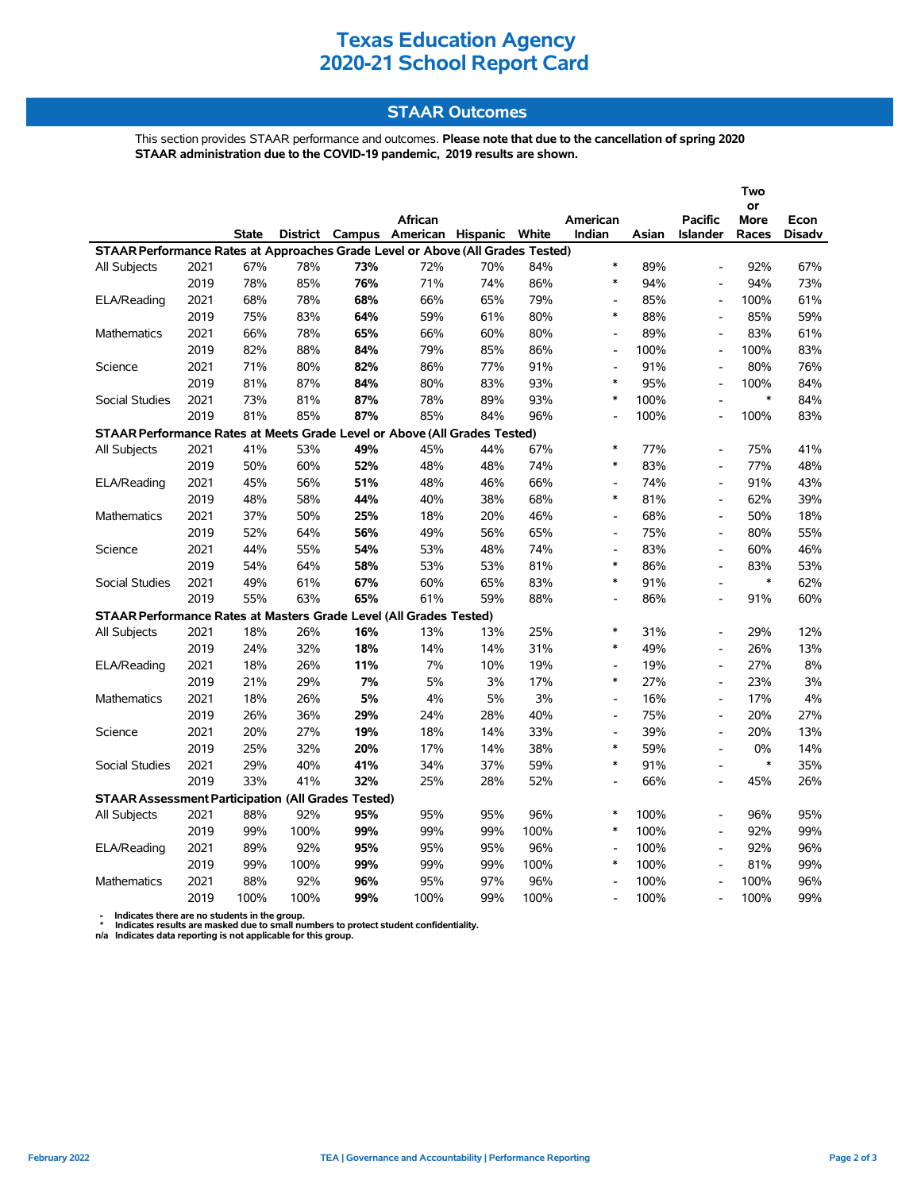# Texas Education Agency
# 2020-21 School Report Card

## STAAR Outcomes

This section provides STAAR performance and outcomes. **Please note that due to the cancellation of spring 2020 STAAR administration due to the COVID-19 pandemic, 2019 results are shown.**

| | | State | District | Campus | African American | Hispanic | White | American Indian | Asian | Pacific Islander | Two or More Races | Econ Disadv |
|---|---|---|---|---|---|---|---|---|---|---|---|---|
| **STAAR Performance Rates at Approaches Grade Level or Above (All Grades Tested)** | | | | | | | | | | | | |
| All Subjects | 2021 | 67% | 78% | **73%** | 72% | 70% | 84% | * | 89% | - | 92% | 67% |
| | 2019 | 78% | 85% | **76%** | 71% | 74% | 86% | * | 94% | - | 94% | 73% |
| ELA/Reading | 2021 | 68% | 78% | **68%** | 66% | 65% | 79% | - | 85% | - | 100% | 61% |
| | 2019 | 75% | 83% | **64%** | 59% | 61% | 80% | * | 88% | - | 85% | 59% |
| Mathematics | 2021 | 66% | 78% | **65%** | 66% | 60% | 80% | - | 89% | - | 83% | 61% |
| | 2019 | 82% | 88% | **84%** | 79% | 85% | 86% | - | 100% | - | 100% | 83% |
| Science | 2021 | 71% | 80% | **82%** | 86% | 77% | 91% | - | 91% | - | 80% | 76% |
| | 2019 | 81% | 87% | **84%** | 80% | 83% | 93% | * | 95% | - | 100% | 84% |
| Social Studies | 2021 | 73% | 81% | **87%** | 78% | 89% | 93% | * | 100% | - | * | 84% |
| | 2019 | 81% | 85% | **87%** | 85% | 84% | 96% | - | 100% | - | 100% | 83% |
| **STAAR Performance Rates at Meets Grade Level or Above (All Grades Tested)** | | | | | | | | | | | | |
| All Subjects | 2021 | 41% | 53% | **49%** | 45% | 44% | 67% | * | 77% | - | 75% | 41% |
| | 2019 | 50% | 60% | **52%** | 48% | 48% | 74% | * | 83% | - | 77% | 48% |
| ELA/Reading | 2021 | 45% | 56% | **51%** | 48% | 46% | 66% | - | 74% | - | 91% | 43% |
| | 2019 | 48% | 58% | **44%** | 40% | 38% | 68% | * | 81% | - | 62% | 39% |
| Mathematics | 2021 | 37% | 50% | **25%** | 18% | 20% | 46% | - | 68% | - | 50% | 18% |
| | 2019 | 52% | 64% | **56%** | 49% | 56% | 65% | - | 75% | - | 80% | 55% |
| Science | 2021 | 44% | 55% | **54%** | 53% | 48% | 74% | - | 83% | - | 60% | 46% |
| | 2019 | 54% | 64% | **58%** | 53% | 53% | 81% | * | 86% | - | 83% | 53% |
| Social Studies | 2021 | 49% | 61% | **67%** | 60% | 65% | 83% | * | 91% | - | * | 62% |
| | 2019 | 55% | 63% | **65%** | 61% | 59% | 88% | - | 86% | - | 91% | 60% |
| **STAAR Performance Rates at Masters Grade Level (All Grades Tested)** | | | | | | | | | | | | |
| All Subjects | 2021 | 18% | 26% | **16%** | 13% | 13% | 25% | * | 31% | - | 29% | 12% |
| | 2019 | 24% | 32% | **18%** | 14% | 14% | 31% | * | 49% | - | 26% | 13% |
| ELA/Reading | 2021 | 18% | 26% | **11%** | 7% | 10% | 19% | - | 19% | - | 27% | 8% |
| | 2019 | 21% | 29% | **7%** | 5% | 3% | 17% | * | 27% | - | 23% | 3% |
| Mathematics | 2021 | 18% | 26% | **5%** | 4% | 5% | 3% | - | 16% | - | 17% | 4% |
| | 2019 | 26% | 36% | **29%** | 24% | 28% | 40% | - | 75% | - | 20% | 27% |
| Science | 2021 | 20% | 27% | **19%** | 18% | 14% | 33% | - | 39% | - | 20% | 13% |
| | 2019 | 25% | 32% | **20%** | 17% | 14% | 38% | * | 59% | - | 0% | 14% |
| Social Studies | 2021 | 29% | 40% | **41%** | 34% | 37% | 59% | * | 91% | - | * | 35% |
| | 2019 | 33% | 41% | **32%** | 25% | 28% | 52% | - | 66% | - | 45% | 26% |
| **STAAR Assessment Participation (All Grades Tested)** | | | | | | | | | | | | |
| All Subjects | 2021 | 88% | 92% | **95%** | 95% | 95% | 96% | * | 100% | - | 96% | 95% |
| | 2019 | 99% | 100% | **99%** | 99% | 99% | 100% | * | 100% | - | 92% | 99% |
| ELA/Reading | 2021 | 89% | 92% | **95%** | 95% | 95% | 96% | - | 100% | - | 92% | 96% |
| | 2019 | 99% | 100% | **99%** | 99% | 99% | 100% | * | 100% | - | 81% | 99% |
| Mathematics | 2021 | 88% | 92% | **96%** | 95% | 97% | 96% | - | 100% | - | 100% | 96% |
| | 2019 | 100% | 100% | **99%** | 100% | 99% | 100% | - | 100% | - | 100% | 99% |

- Indicates there are no students in the group.
* Indicates results are masked due to small numbers to protect student confidentiality.
n/a Indicates data reporting is not applicable for this group.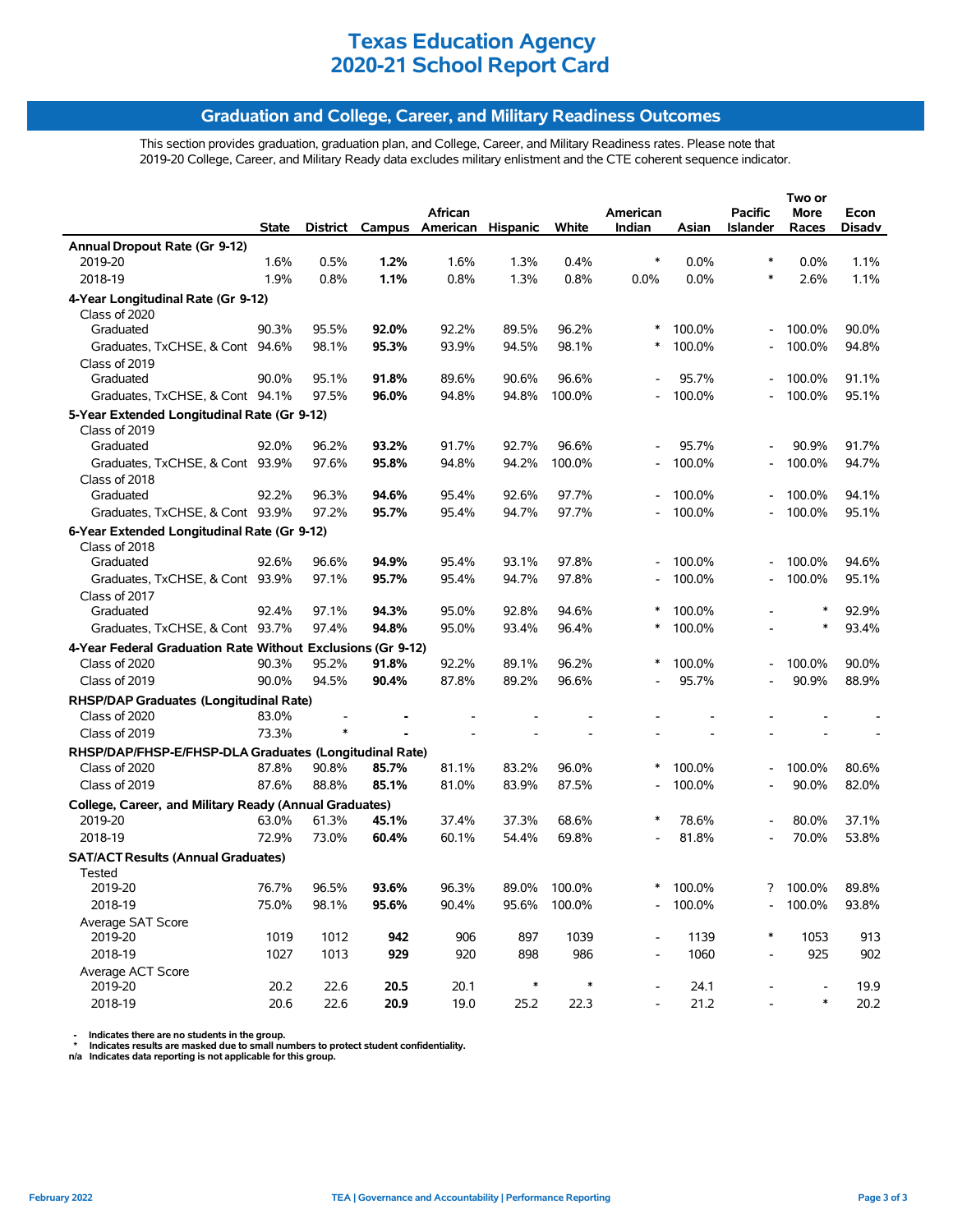# Texas Education Agency
# 2020-21 School Report Card

## Graduation and College, Career, and Military Readiness Outcomes

This section provides graduation, graduation plan, and College, Career, and Military Readiness rates. Please note that 2019-20 College, Career, and Military Ready data excludes military enlistment and the CTE coherent sequence indicator.

| | State | District | Campus | African American | Hispanic | White | American Indian | Asian | Pacific Islander | Two or More Races | Econ Disadv |
|---|---|---|---|---|---|---|---|---|---|---|---|
| **Annual Dropout Rate (Gr 9-12)** | | | | | | | | | | | |
| 2019-20 | 1.6% | 0.5% | **1.2%** | 1.6% | 1.3% | 0.4% | * | 0.0% | * | 0.0% | 1.1% |
| 2018-19 | 1.9% | 0.8% | **1.1%** | 0.8% | 1.3% | 0.8% | 0.0% | 0.0% | * | 2.6% | 1.1% |
| **4-Year Longitudinal Rate (Gr 9-12)** | | | | | | | | | | | |
| Class of 2020 | | | | | | | | | | | |
| Graduated | 90.3% | 95.5% | **92.0%** | 92.2% | 89.5% | 96.2% | * | 100.0% | - | 100.0% | 90.0% |
| Graduates, TxCHSE, & Cont | 94.6% | 98.1% | **95.3%** | 93.9% | 94.5% | 98.1% | * | 100.0% | - | 100.0% | 94.8% |
| Class of 2019 | | | | | | | | | | | |
| Graduated | 90.0% | 95.1% | **91.8%** | 89.6% | 90.6% | 96.6% | - | 95.7% | - | 100.0% | 91.1% |
| Graduates, TxCHSE, & Cont | 94.1% | 97.5% | **96.0%** | 94.8% | 94.8% | 100.0% | - | 100.0% | - | 100.0% | 95.1% |
| **5-Year Extended Longitudinal Rate (Gr 9-12)** | | | | | | | | | | | |
| Class of 2019 | | | | | | | | | | | |
| Graduated | 92.0% | 96.2% | **93.2%** | 91.7% | 92.7% | 96.6% | - | 95.7% | - | 90.9% | 91.7% |
| Graduates, TxCHSE, & Cont | 93.9% | 97.6% | **95.8%** | 94.8% | 94.2% | 100.0% | - | 100.0% | - | 100.0% | 94.7% |
| Class of 2018 | | | | | | | | | | | |
| Graduated | 92.2% | 96.3% | **94.6%** | 95.4% | 92.6% | 97.7% | - | 100.0% | - | 100.0% | 94.1% |
| Graduates, TxCHSE, & Cont | 93.9% | 97.2% | **95.7%** | 95.4% | 94.7% | 97.7% | - | 100.0% | - | 100.0% | 95.1% |
| **6-Year Extended Longitudinal Rate (Gr 9-12)** | | | | | | | | | | | |
| Class of 2018 | | | | | | | | | | | |
| Graduated | 92.6% | 96.6% | **94.9%** | 95.4% | 93.1% | 97.8% | - | 100.0% | - | 100.0% | 94.6% |
| Graduates, TxCHSE, & Cont | 93.9% | 97.1% | **95.7%** | 95.4% | 94.7% | 97.8% | - | 100.0% | - | 100.0% | 95.1% |
| Class of 2017 | | | | | | | | | | | |
| Graduated | 92.4% | 97.1% | **94.3%** | 95.0% | 92.8% | 94.6% | * | 100.0% | - | * | 92.9% |
| Graduates, TxCHSE, & Cont | 93.7% | 97.4% | **94.8%** | 95.0% | 93.4% | 96.4% | * | 100.0% | - | * | 93.4% |
| **4-Year Federal Graduation Rate Without Exclusions (Gr 9-12)** | | | | | | | | | | | |
| Class of 2020 | 90.3% | 95.2% | **91.8%** | 92.2% | 89.1% | 96.2% | * | 100.0% | - | 100.0% | 90.0% |
| Class of 2019 | 90.0% | 94.5% | **90.4%** | 87.8% | 89.2% | 96.6% | - | 95.7% | - | 90.9% | 88.9% |
| **RHSP/DAP Graduates (Longitudinal Rate)** | | | | | | | | | | | |
| Class of 2020 | 83.0% | - | **-** | - | - | - | - | - | - | - | - |
| Class of 2019 | 73.3% | * | **-** | - | - | - | - | - | - | - | - |
| **RHSP/DAP/FHSP-E/FHSP-DLA Graduates (Longitudinal Rate)** | | | | | | | | | | | |
| Class of 2020 | 87.8% | 90.8% | **85.7%** | 81.1% | 83.2% | 96.0% | * | 100.0% | - | 100.0% | 80.6% |
| Class of 2019 | 87.6% | 88.8% | **85.1%** | 81.0% | 83.9% | 87.5% | - | 100.0% | - | 90.0% | 82.0% |
| **College, Career, and Military Ready (Annual Graduates)** | | | | | | | | | | | |
| 2019-20 | 63.0% | 61.3% | **45.1%** | 37.4% | 37.3% | 68.6% | * | 78.6% | - | 80.0% | 37.1% |
| 2018-19 | 72.9% | 73.0% | **60.4%** | 60.1% | 54.4% | 69.8% | - | 81.8% | - | 70.0% | 53.8% |
| **SAT/ACT Results (Annual Graduates)** | | | | | | | | | | | |
| Tested | | | | | | | | | | | |
| 2019-20 | 76.7% | 96.5% | **93.6%** | 96.3% | 89.0% | 100.0% | * | 100.0% | ? | 100.0% | 89.8% |
| 2018-19 | 75.0% | 98.1% | **95.6%** | 90.4% | 95.6% | 100.0% | - | 100.0% | - | 100.0% | 93.8% |
| Average SAT Score | | | | | | | | | | | |
| 2019-20 | 1019 | 1012 | **942** | 906 | 897 | 1039 | - | 1139 | * | 1053 | 913 |
| 2018-19 | 1027 | 1013 | **929** | 920 | 898 | 986 | - | 1060 | - | 925 | 902 |
| Average ACT Score | | | | | | | | | | | |
| 2019-20 | 20.2 | 22.6 | **20.5** | 20.1 | * | * | - | 24.1 | - | - | 19.9 |
| 2018-19 | 20.6 | 22.6 | **20.9** | 19.0 | 25.2 | 22.3 | - | 21.2 | - | * | 20.2 |

- Indicates there are no students in the group.
\* Indicates results are masked due to small numbers to protect student confidentiality.
n/a Indicates data reporting is not applicable for this group.